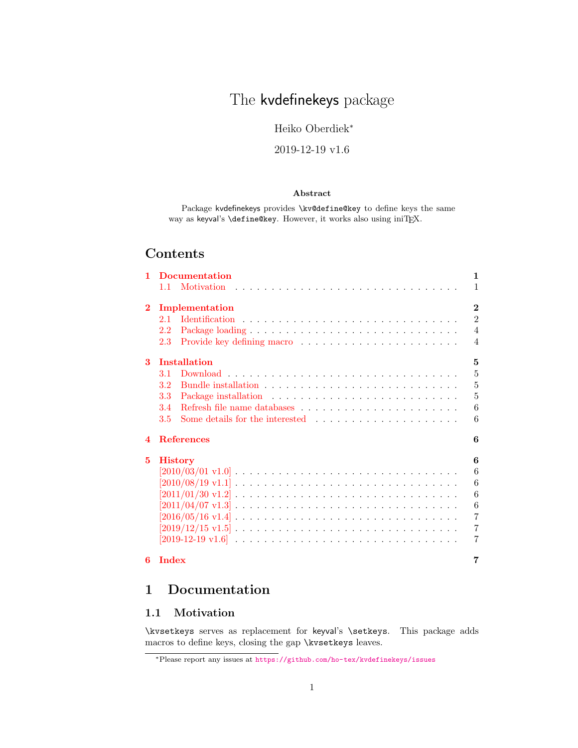# The kvdefinekeys package

Heiko Oberdiek[*]

2019-12-19 v1.6

**Abstract**

Package kvdefinekeys provides `\kv@define@key` to define keys the same way as keyval's `\define@key`. However, it works also using iniTeX.

## Contents

- 1 Documentation — 1
  - 1.1 Motivation — 1
- 2 Implementation — 2
  - 2.1 Identification — 2
  - 2.2 Package loading — 4
  - 2.3 Provide key defining macro — 4
- 3 Installation — 5
  - 3.1 Download — 5
  - 3.2 Bundle installation — 5
  - 3.3 Package installation — 5
  - 3.4 Refresh file name databases — 6
  - 3.5 Some details for the interested — 6
- 4 References — 6
- 5 History — 6
  - [2010/03/01 v1.0] — 6
  - [2010/08/19 v1.1] — 6
  - [2011/01/30 v1.2] — 6
  - [2011/04/07 v1.3] — 6
  - [2016/05/16 v1.4] — 7
  - [2019/12/15 v1.5] — 7
  - [2019-12-19 v1.6] — 7
- 6 Index — 7

# 1 Documentation

## 1.1 Motivation

`\kvsetkeys` serves as replacement for keyval's `\setkeys`. This package adds macros to define keys, closing the gap `\kvsetkeys` leaves.

[*]Please report any issues at https://github.com/ho-tex/kvdefinekeys/issues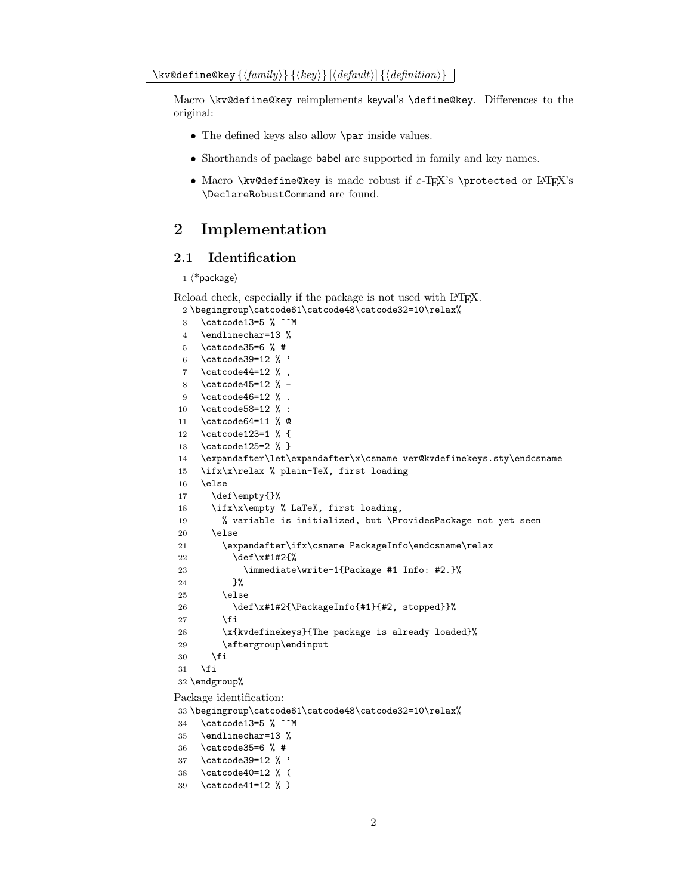`\kv@define@key {⟨family⟩} {⟨key⟩} [⟨default⟩] {⟨definition⟩}`

Macro `\kv@define@key` reimplements keyval's `\define@key`. Differences to the original:

- The defined keys also allow `\par` inside values.
- Shorthands of package babel are supported in family and key names.
- Macro `\kv@define@key` is made robust if ε-TeX's `\protected` or LaTeX's `\DeclareRobustCommand` are found.

## 2 Implementation

### 2.1 Identification

```
1 ⟨*package⟩
```

Reload check, especially if the package is not used with LaTeX.

```
2 \begingroup\catcode61\catcode48\catcode32=10\relax%
3   \catcode13=5 % ^^M
4   \endlinechar=13 %
5   \catcode35=6 % #
6   \catcode39=12 % '
7   \catcode44=12 % ,
8   \catcode45=12 % -
9   \catcode46=12 % .
10  \catcode58=12 % :
11  \catcode64=11 % @
12  \catcode123=1 % {
13  \catcode125=2 % }
14  \expandafter\let\expandafter\x\csname ver@kvdefinekeys.sty\endcsname
15  \ifx\x\relax % plain-TeX, first loading
16  \else
17    \def\empty{}%
18    \ifx\x\empty % LaTeX, first loading,
19      % variable is initialized, but \ProvidesPackage not yet seen
20    \else
21      \expandafter\ifx\csname PackageInfo\endcsname\relax
22        \def\x#1#2{%
23          \immediate\write-1{Package #1 Info: #2.}%
24        }%
25      \else
26        \def\x#1#2{\PackageInfo{#1}{#2, stopped}}%
27      \fi
28      \x{kvdefinekeys}{The package is already loaded}%
29      \aftergroup\endinput
30    \fi
31  \fi
32 \endgroup%
```

Package identification:

```
33 \begingroup\catcode61\catcode48\catcode32=10\relax%
34   \catcode13=5 % ^^M
35   \endlinechar=13 %
36   \catcode35=6 % #
37   \catcode39=12 % '
38   \catcode40=12 % (
39   \catcode41=12 % )
```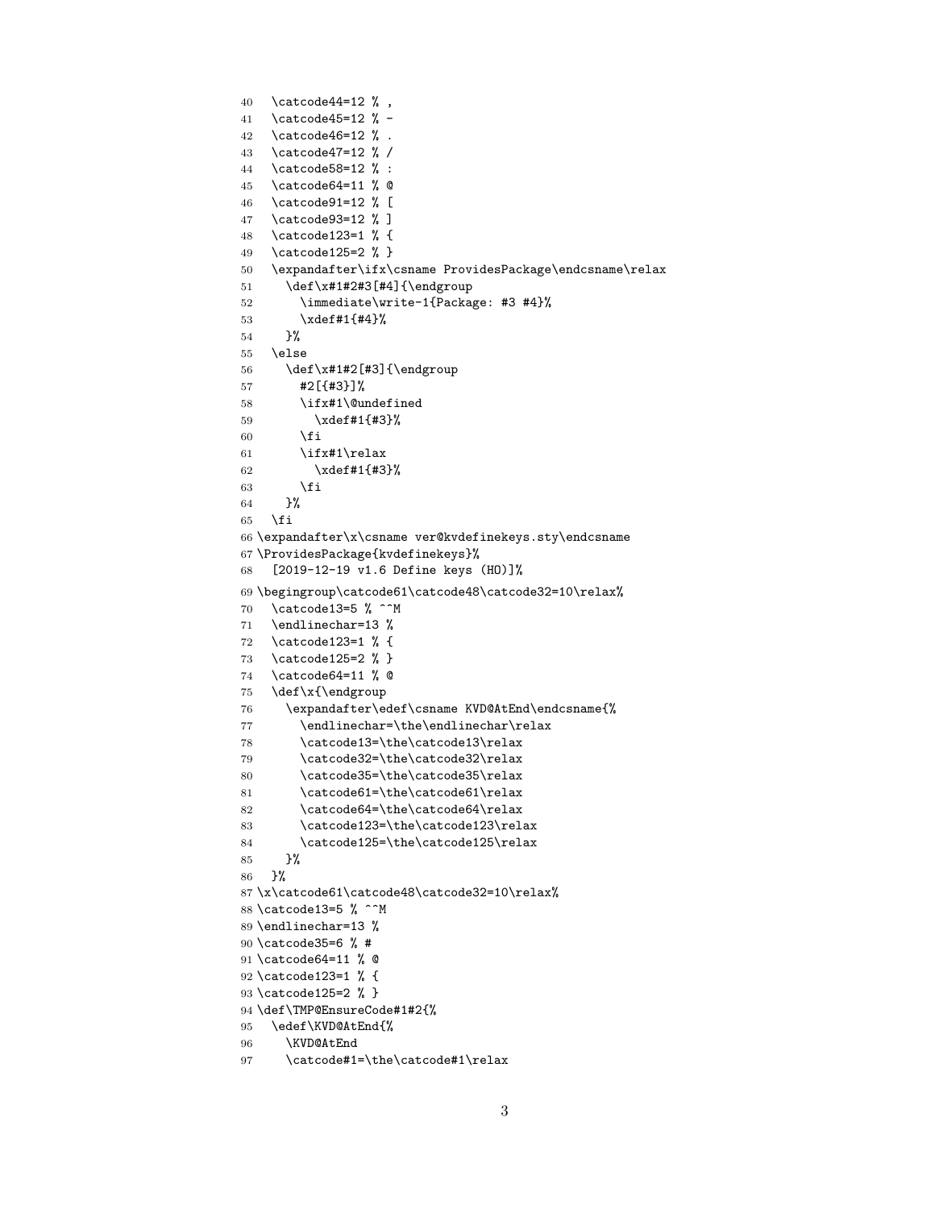```
40   \catcode44=12 % ,
41   \catcode45=12 % -
42   \catcode46=12 % .
43   \catcode47=12 % /
44   \catcode58=12 % :
45   \catcode64=11 % @
46   \catcode91=12 % [
47   \catcode93=12 % ]
48   \catcode123=1 % {
49   \catcode125=2 % }
50   \expandafter\ifx\csname ProvidesPackage\endcsname\relax
51     \def\x#1#2#3[#4]{\endgroup
52       \immediate\write-1{Package: #3 #4}%
53       \xdef#1{#4}%
54     }%
55   \else
56     \def\x#1#2[#3]{\endgroup
57       #2[{#3}]%
58       \ifx#1\@undefined
59         \xdef#1{#3}%
60       \fi
61       \ifx#1\relax
62         \xdef#1{#3}%
63       \fi
64     }%
65   \fi
66 \expandafter\x\csname ver@kvdefinekeys.sty\endcsname
67 \ProvidesPackage{kvdefinekeys}%
68   [2019-12-19 v1.6 Define keys (HO)]%
69 \begingroup\catcode61\catcode48\catcode32=10\relax%
70   \catcode13=5 % ^^M
71   \endlinechar=13 %
72   \catcode123=1 % {
73   \catcode125=2 % }
74   \catcode64=11 % @
75   \def\x{\endgroup
76     \expandafter\edef\csname KVD@AtEnd\endcsname{%
77       \endlinechar=\the\endlinechar\relax
78       \catcode13=\the\catcode13\relax
79       \catcode32=\the\catcode32\relax
80       \catcode35=\the\catcode35\relax
81       \catcode61=\the\catcode61\relax
82       \catcode64=\the\catcode64\relax
83       \catcode123=\the\catcode123\relax
84       \catcode125=\the\catcode125\relax
85     }%
86   }%
87 \x\catcode61\catcode48\catcode32=10\relax%
88 \catcode13=5 % ^^M
89 \endlinechar=13 %
90 \catcode35=6 % #
91 \catcode64=11 % @
92 \catcode123=1 % {
93 \catcode125=2 % }
94 \def\TMP@EnsureCode#1#2{%
95   \edef\KVD@AtEnd{%
96     \KVD@AtEnd
97     \catcode#1=\the\catcode#1\relax
```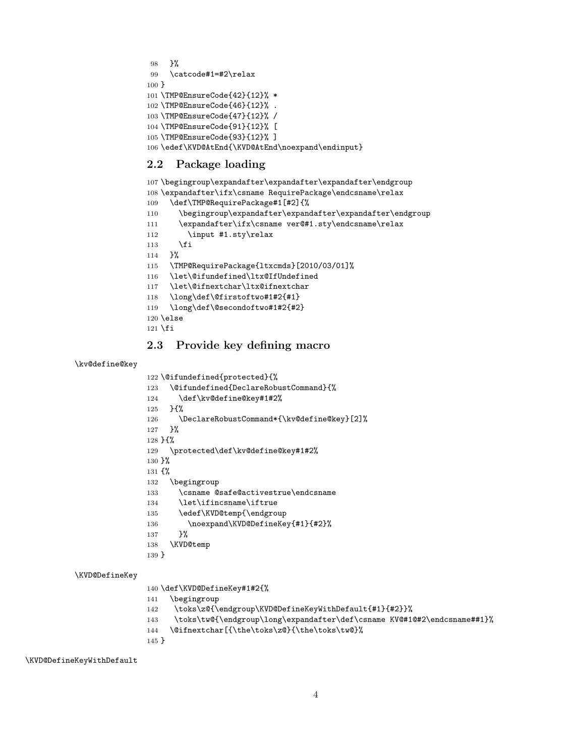```
98   }%
99   \catcode#1=#2\relax
100 }
101 \TMP@EnsureCode{42}{12}% *
102 \TMP@EnsureCode{46}{12}% .
103 \TMP@EnsureCode{47}{12}% /
104 \TMP@EnsureCode{91}{12}% [
105 \TMP@EnsureCode{93}{12}% ]
106 \edef\KVD@AtEnd{\KVD@AtEnd\noexpand\endinput}
```

## 2.2 Package loading

```
107 \begingroup\expandafter\expandafter\expandafter\endgroup
108 \expandafter\ifx\csname RequirePackage\endcsname\relax
109   \def\TMP@RequirePackage#1[#2]{%
110     \begingroup\expandafter\expandafter\expandafter\endgroup
111     \expandafter\ifx\csname ver@#1.sty\endcsname\relax
112       \input #1.sty\relax
113     \fi
114   }%
115   \TMP@RequirePackage{ltxcmds}[2010/03/01]%
116   \let\@ifundefined\ltx@IfUndefined
117   \let\@ifnextchar\ltx@ifnextchar
118   \long\def\@firstoftwo#1#2{#1}
119   \long\def\@secondoftwo#1#2{#2}
120 \else
121 \fi
```

## 2.3 Provide key defining macro

\kv@define@key

```
122 \@ifundefined{protected}{%
123   \@ifundefined{DeclareRobustCommand}{%
124     \def\kv@define@key#1#2%
125   }{%
126     \DeclareRobustCommand*{\kv@define@key}[2]%
127   }%
128 }{%
129   \protected\def\kv@define@key#1#2%
130 }%
131 {%
132   \begingroup
133     \csname @safe@activestrue\endcsname
134     \let\ifincsname\iftrue
135     \edef\KVD@temp{\endgroup
136       \noexpand\KVD@DefineKey{#1}{#2}%
137     }%
138   \KVD@temp
139 }
```

\KVD@DefineKey

```
140 \def\KVD@DefineKey#1#2{%
141   \begingroup
142   \toks\z@{\endgroup\KVD@DefineKeyWithDefault{#1}{#2}}%
143   \toks\tw@{\endgroup\long\expandafter\def\csname KV@#1@#2\endcsname##1}%
144   \@ifnextchar[{\the\toks\z@}{\the\toks\tw@}%
145 }
```

\KVD@DefineKeyWithDefault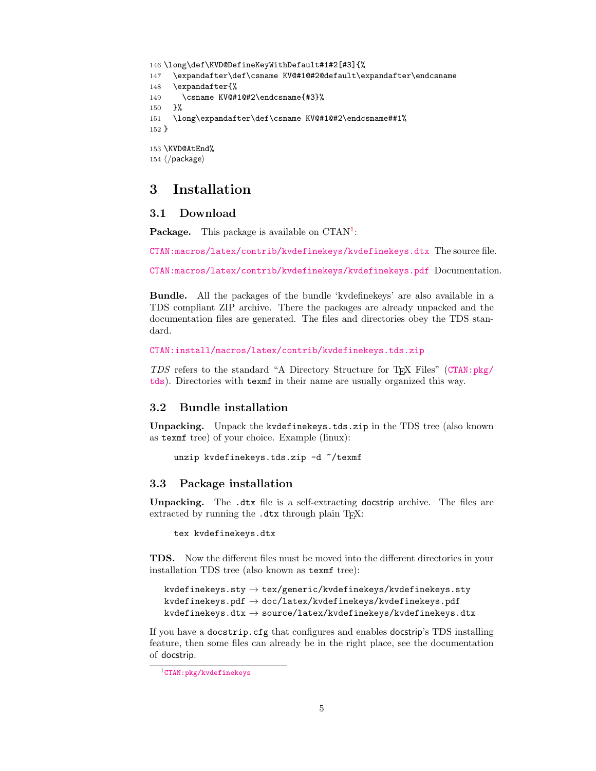```
146 \long\def\KVD@DefineKeyWithDefault#1#2[#3]{%
147   \expandafter\def\csname KV@#1@#2@default\expandafter\endcsname
148   \expandafter{%
149     \csname KV@#1@#2\endcsname{#3}%
150   }%
151   \long\expandafter\def\csname KV@#1@#2\endcsname##1%
152 }

153 \KVD@AtEnd%
154 </package>
```

# 3 Installation

## 3.1 Download

**Package.** This package is available on CTAN[1]:

CTAN:macros/latex/contrib/kvdefinekeys/kvdefinekeys.dtx The source file.

CTAN:macros/latex/contrib/kvdefinekeys/kvdefinekeys.pdf Documentation.

**Bundle.** All the packages of the bundle 'kvdefinekeys' are also available in a TDS compliant ZIP archive. There the packages are already unpacked and the documentation files are generated. The files and directories obey the TDS standard.

CTAN:install/macros/latex/contrib/kvdefinekeys.tds.zip

*TDS* refers to the standard "A Directory Structure for TEX Files" (CTAN:pkg/tds). Directories with `texmf` in their name are usually organized this way.

## 3.2 Bundle installation

**Unpacking.** Unpack the `kvdefinekeys.tds.zip` in the TDS tree (also known as `texmf` tree) of your choice. Example (linux):

```
unzip kvdefinekeys.tds.zip -d ~/texmf
```

## 3.3 Package installation

**Unpacking.** The `.dtx` file is a self-extracting docstrip archive. The files are extracted by running the `.dtx` through plain TEX:

```
tex kvdefinekeys.dtx
```

**TDS.** Now the different files must be moved into the different directories in your installation TDS tree (also known as `texmf` tree):

```
kvdefinekeys.sty → tex/generic/kvdefinekeys/kvdefinekeys.sty
kvdefinekeys.pdf → doc/latex/kvdefinekeys/kvdefinekeys.pdf
kvdefinekeys.dtx → source/latex/kvdefinekeys/kvdefinekeys.dtx
```

If you have a `docstrip.cfg` that configures and enables docstrip's TDS installing feature, then some files can already be in the right place, see the documentation of docstrip.

[1] CTAN:pkg/kvdefinekeys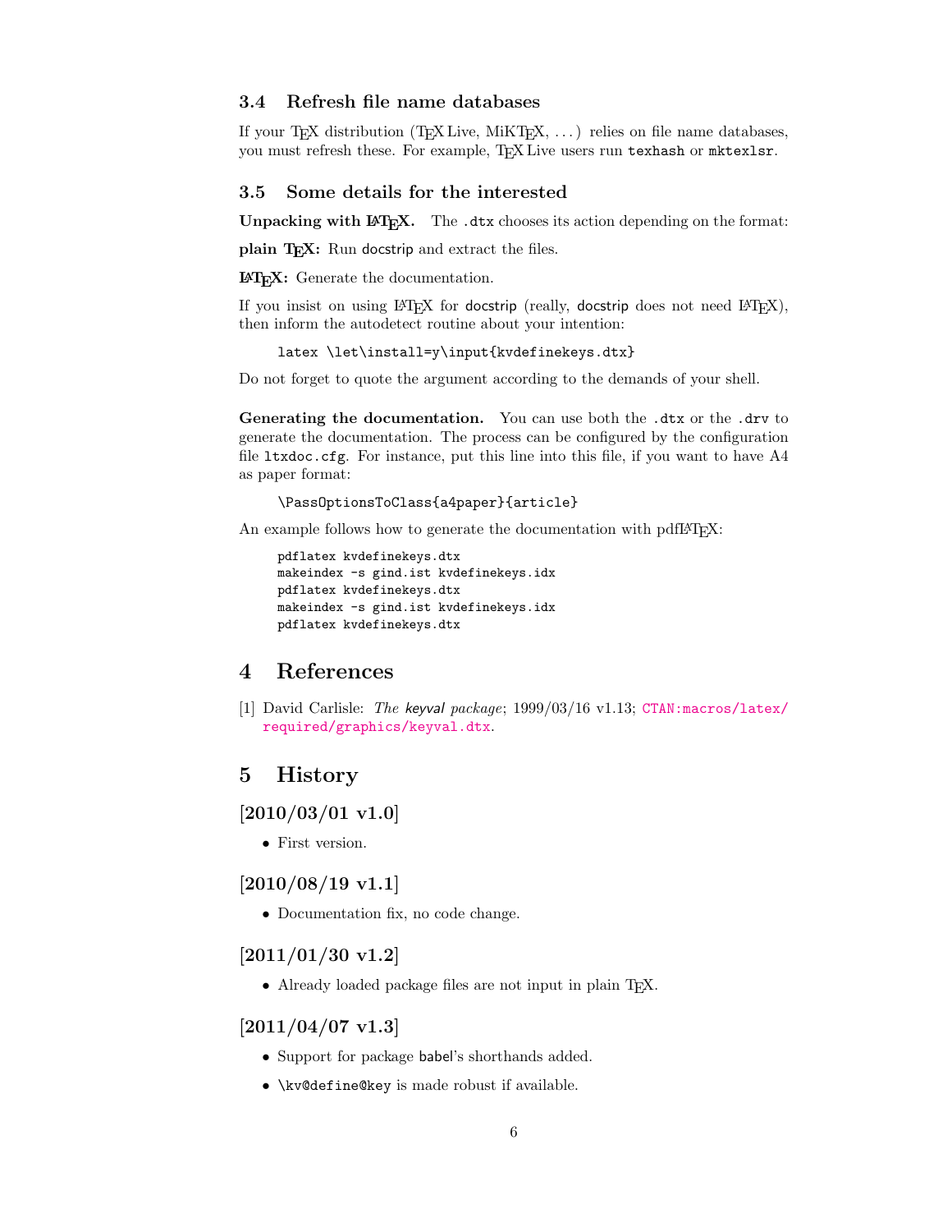### 3.4 Refresh file name databases

If your TeX distribution (TeX Live, MiKTeX, ...) relies on file name databases, you must refresh these. For example, TeX Live users run `texhash` or `mktexlsr`.

### 3.5 Some details for the interested

**Unpacking with LaTeX.** The `.dtx` chooses its action depending on the format:

**plain TeX:** Run docstrip and extract the files.

**LaTeX:** Generate the documentation.

If you insist on using LaTeX for docstrip (really, docstrip does not need LaTeX), then inform the autodetect routine about your intention:

```
latex \let\install=y\input{kvdefinekeys.dtx}
```

Do not forget to quote the argument according to the demands of your shell.

**Generating the documentation.** You can use both the `.dtx` or the `.drv` to generate the documentation. The process can be configured by the configuration file `ltxdoc.cfg`. For instance, put this line into this file, if you want to have A4 as paper format:

```
\PassOptionsToClass{a4paper}{article}
```

An example follows how to generate the documentation with pdfLaTeX:

```
pdflatex kvdefinekeys.dtx
makeindex -s gind.ist kvdefinekeys.idx
pdflatex kvdefinekeys.dtx
makeindex -s gind.ist kvdefinekeys.idx
pdflatex kvdefinekeys.dtx
```

## 4 References

[1] David Carlisle: *The keyval package*; 1999/03/16 v1.13; CTAN:macros/latex/required/graphics/keyval.dtx.

## 5 History

### [2010/03/01 v1.0]

- First version.

### [2010/08/19 v1.1]

- Documentation fix, no code change.

### [2011/01/30 v1.2]

- Already loaded package files are not input in plain TeX.

### [2011/04/07 v1.3]

- Support for package babel's shorthands added.
- `\kv@define@key` is made robust if available.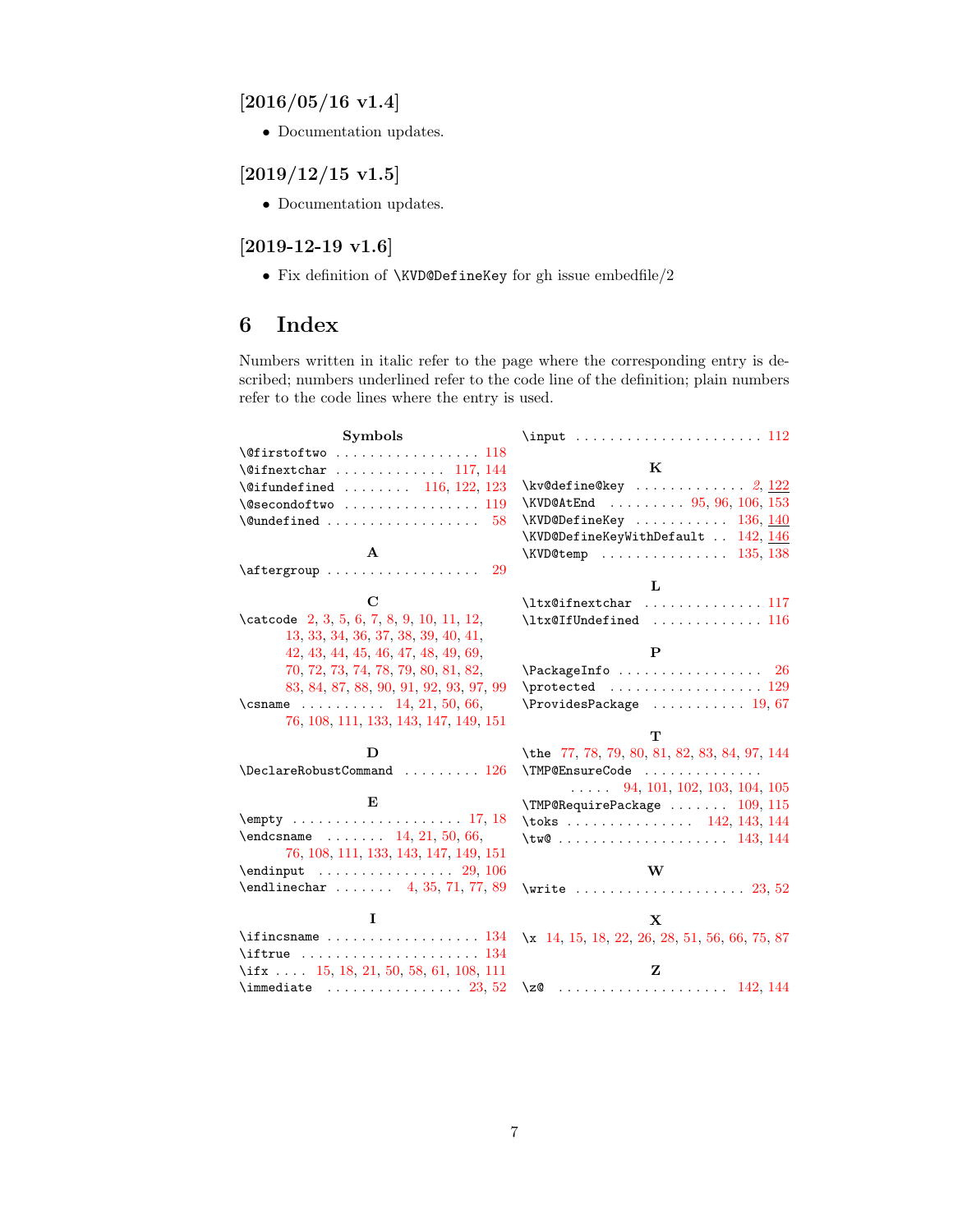### [2016/05/16 v1.4]

- Documentation updates.

### [2019/12/15 v1.5]

- Documentation updates.

### [2019-12-19 v1.6]

- Fix definition of `\KVD@DefineKey` for gh issue embedfile/2

## 6 Index

Numbers written in italic refer to the page where the corresponding entry is described; numbers underlined refer to the code line of the definition; plain numbers refer to the code lines where the entry is used.

**Symbols**

`\@firstoftwo` . . . 118
`\@ifnextchar` . . . 117, 144
`\@ifundefined` . . . 116, 122, 123
`\@secondoftwo` . . . 119
`\@undefined` . . . 58

**A**

`\aftergroup` . . . 29

**C**

`\catcode` 2, 3, 5, 6, 7, 8, 9, 10, 11, 12, 13, 33, 34, 36, 37, 38, 39, 40, 41, 42, 43, 44, 45, 46, 47, 48, 49, 69, 70, 72, 73, 74, 78, 79, 80, 81, 82, 83, 84, 87, 88, 90, 91, 92, 93, 97, 99
`\csname` . . . 14, 21, 50, 66, 76, 108, 111, 133, 143, 147, 149, 151

**D**

`\DeclareRobustCommand` . . . 126

**E**

`\empty` . . . 17, 18
`\endcsname` . . . 14, 21, 50, 66, 76, 108, 111, 133, 143, 147, 149, 151
`\endinput` . . . 29, 106
`\endlinechar` . . . 4, 35, 71, 77, 89

**I**

`\ifincsname` . . . 134
`\iftrue` . . . 134
`\ifx` . . . 15, 18, 21, 50, 58, 61, 108, 111
`\immediate` . . . 23, 52

`\input` . . . 112

**K**

`\kv@define@key` . . . *2*, <u>122</u>
`\KVD@AtEnd` . . . 95, 96, 106, 153
`\KVD@DefineKey` . . . 136, <u>140</u>
`\KVD@DefineKeyWithDefault` . . . 142, <u>146</u>
`\KVD@temp` . . . 135, 138

**L**

`\ltx@ifnextchar` . . . 117
`\ltx@IfUndefined` . . . 116

**P**

`\PackageInfo` . . . 26
`\protected` . . . 129
`\ProvidesPackage` . . . 19, 67

**T**

`\the` 77, 78, 79, 80, 81, 82, 83, 84, 97, 144
`\TMP@EnsureCode` . . . 94, 101, 102, 103, 104, 105
`\TMP@RequirePackage` . . . 109, 115
`\toks` . . . 142, 143, 144
`\tw@` . . . 143, 144

**W**

`\write` . . . 23, 52

**X**

`\x` 14, 15, 18, 22, 26, 28, 51, 56, 66, 75, 87

**Z**

`\z@` . . . 142, 144